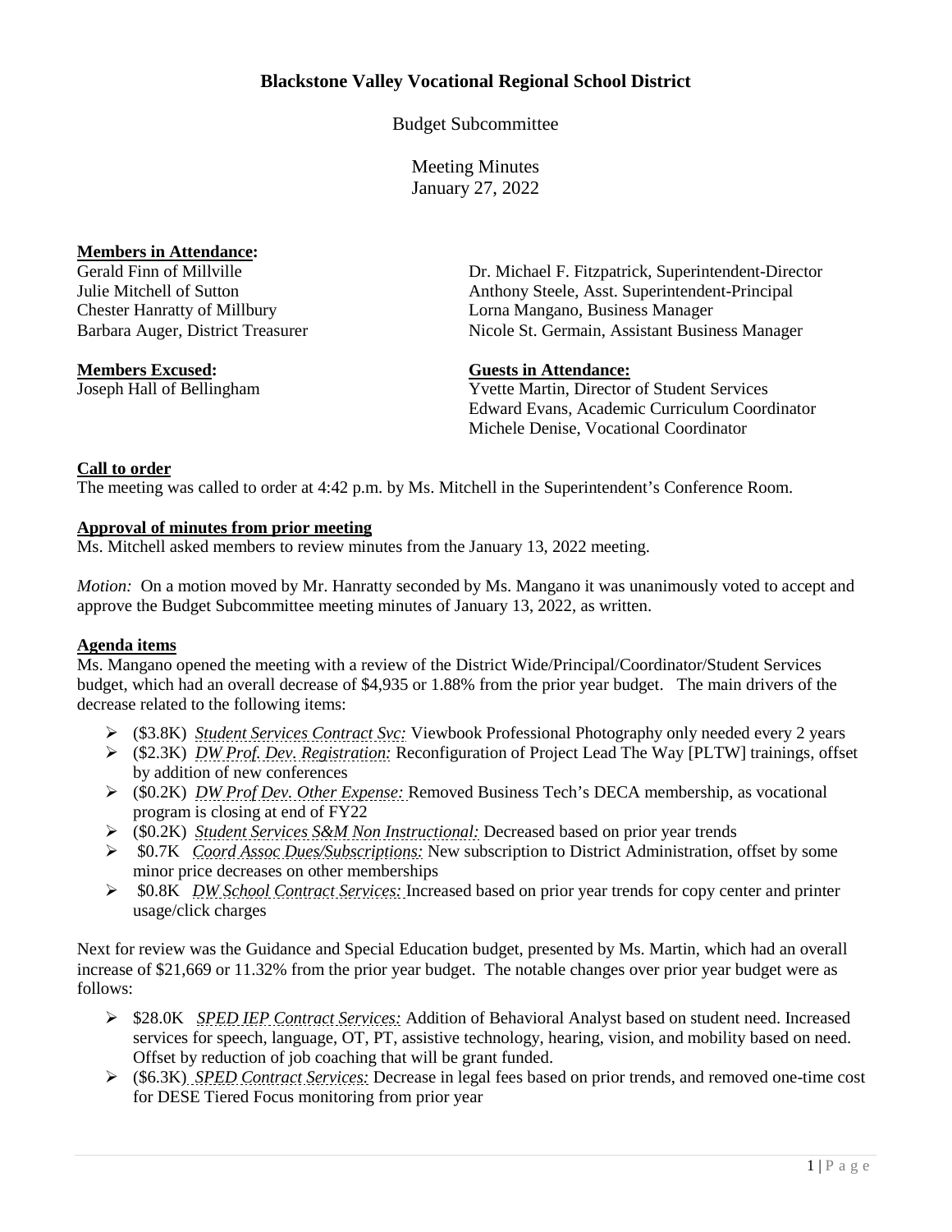# Blackstone Valley Vocational Regional School District

Budget Subcommittee

Meeting Minutes
January 27, 2022

**Members in Attendance:**
Gerald Finn of Millville
Julie Mitchell of Sutton
Chester Hanratty of Millbury
Barbara Auger, District Treasurer
Dr. Michael F. Fitzpatrick, Superintendent-Director
Anthony Steele, Asst. Superintendent-Principal
Lorna Mangano, Business Manager
Nicole St. Germain, Assistant Business Manager

**Members Excused:**
Joseph Hall of Bellingham

**Guests in Attendance:**
Yvette Martin, Director of Student Services
Edward Evans, Academic Curriculum Coordinator
Michele Denise, Vocational Coordinator

**Call to order**
The meeting was called to order at 4:42 p.m. by Ms. Mitchell in the Superintendent's Conference Room.

**Approval of minutes from prior meeting**
Ms. Mitchell asked members to review minutes from the January 13, 2022 meeting.

*Motion:* On a motion moved by Mr. Hanratty seconded by Ms. Mangano it was unanimously voted to accept and approve the Budget Subcommittee meeting minutes of January 13, 2022, as written.

**Agenda items**
Ms. Mangano opened the meeting with a review of the District Wide/Principal/Coordinator/Student Services budget, which had an overall decrease of $4,935 or 1.88% from the prior year budget. The main drivers of the decrease related to the following items:

- ($3.8K) *Student Services Contract Svc:* Viewbook Professional Photography only needed every 2 years
- ($2.3K) *DW Prof. Dev. Registration:* Reconfiguration of Project Lead The Way [PLTW] trainings, offset by addition of new conferences
- ($0.2K) *DW Prof Dev. Other Expense:* Removed Business Tech's DECA membership, as vocational program is closing at end of FY22
- ($0.2K) *Student Services S&M Non Instructional:* Decreased based on prior year trends
- $0.7K *Coord Assoc Dues/Subscriptions:* New subscription to District Administration, offset by some minor price decreases on other memberships
- $0.8K *DW School Contract Services:* Increased based on prior year trends for copy center and printer usage/click charges

Next for review was the Guidance and Special Education budget, presented by Ms. Martin, which had an overall increase of $21,669 or 11.32% from the prior year budget. The notable changes over prior year budget were as follows:

- $28.0K *SPED IEP Contract Services:* Addition of Behavioral Analyst based on student need. Increased services for speech, language, OT, PT, assistive technology, hearing, vision, and mobility based on need. Offset by reduction of job coaching that will be grant funded.
- ($6.3K) *SPED Contract Services:* Decrease in legal fees based on prior trends, and removed one-time cost for DESE Tiered Focus monitoring from prior year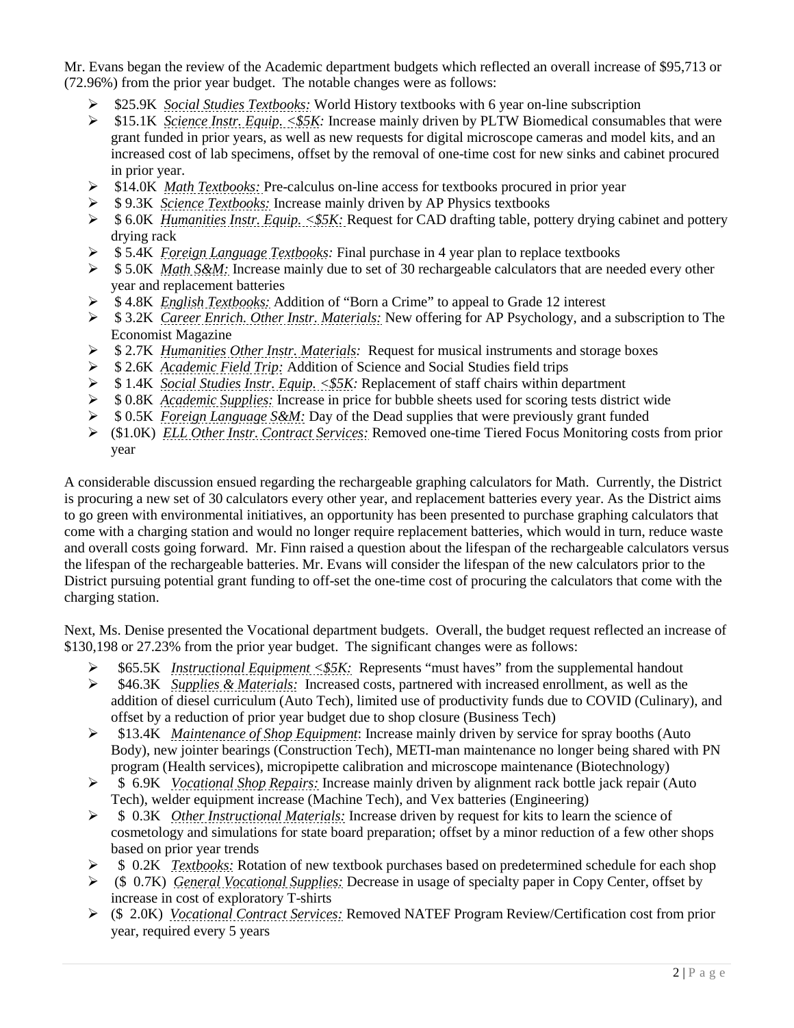Mr. Evans began the review of the Academic department budgets which reflected an overall increase of $95,713 or (72.96%) from the prior year budget. The notable changes were as follows:

- $25.9K *Social Studies Textbooks:* World History textbooks with 6 year on-line subscription
- $15.1K *Science Instr. Equip. <$5K:* Increase mainly driven by PLTW Biomedical consumables that were grant funded in prior years, as well as new requests for digital microscope cameras and model kits, and an increased cost of lab specimens, offset by the removal of one-time cost for new sinks and cabinet procured in prior year.
- $14.0K *Math Textbooks:* Pre-calculus on-line access for textbooks procured in prior year
- $ 9.3K *Science Textbooks:* Increase mainly driven by AP Physics textbooks
- $ 6.0K *Humanities Instr. Equip. <$5K:* Request for CAD drafting table, pottery drying cabinet and pottery drying rack
- $ 5.4K *Foreign Language Textbooks:* Final purchase in 4 year plan to replace textbooks
- $ 5.0K *Math S&M:* Increase mainly due to set of 30 rechargeable calculators that are needed every other year and replacement batteries
- $ 4.8K *English Textbooks:* Addition of "Born a Crime" to appeal to Grade 12 interest
- $ 3.2K *Career Enrich. Other Instr. Materials:* New offering for AP Psychology, and a subscription to The Economist Magazine
- $ 2.7K *Humanities Other Instr. Materials:* Request for musical instruments and storage boxes
- $ 2.6K *Academic Field Trip:* Addition of Science and Social Studies field trips
- $ 1.4K *Social Studies Instr. Equip. <$5K:* Replacement of staff chairs within department
- $ 0.8K *Academic Supplies:* Increase in price for bubble sheets used for scoring tests district wide
- $ 0.5K *Foreign Language S&M:* Day of the Dead supplies that were previously grant funded
- ($1.0K) *ELL Other Instr. Contract Services:* Removed one-time Tiered Focus Monitoring costs from prior year

A considerable discussion ensued regarding the rechargeable graphing calculators for Math. Currently, the District is procuring a new set of 30 calculators every other year, and replacement batteries every year. As the District aims to go green with environmental initiatives, an opportunity has been presented to purchase graphing calculators that come with a charging station and would no longer require replacement batteries, which would in turn, reduce waste and overall costs going forward. Mr. Finn raised a question about the lifespan of the rechargeable calculators versus the lifespan of the rechargeable batteries. Mr. Evans will consider the lifespan of the new calculators prior to the District pursuing potential grant funding to off-set the one-time cost of procuring the calculators that come with the charging station.

Next, Ms. Denise presented the Vocational department budgets. Overall, the budget request reflected an increase of $130,198 or 27.23% from the prior year budget. The significant changes were as follows:

- $65.5K *Instructional Equipment <$5K:* Represents "must haves" from the supplemental handout
- $46.3K *Supplies & Materials:* Increased costs, partnered with increased enrollment, as well as the addition of diesel curriculum (Auto Tech), limited use of productivity funds due to COVID (Culinary), and offset by a reduction of prior year budget due to shop closure (Business Tech)
- $13.4K *Maintenance of Shop Equipment*: Increase mainly driven by service for spray booths (Auto Body), new jointer bearings (Construction Tech), METI-man maintenance no longer being shared with PN program (Health services), micropipette calibration and microscope maintenance (Biotechnology)
- $ 6.9K *Vocational Shop Repairs:* Increase mainly driven by alignment rack bottle jack repair (Auto Tech), welder equipment increase (Machine Tech), and Vex batteries (Engineering)
- $ 0.3K *Other Instructional Materials:* Increase driven by request for kits to learn the science of cosmetology and simulations for state board preparation; offset by a minor reduction of a few other shops based on prior year trends
- $ 0.2K *Textbooks:* Rotation of new textbook purchases based on predetermined schedule for each shop
- ($ 0.7K) *General Vocational Supplies:* Decrease in usage of specialty paper in Copy Center, offset by increase in cost of exploratory T-shirts
- ($ 2.0K) *Vocational Contract Services:* Removed NATEF Program Review/Certification cost from prior year, required every 5 years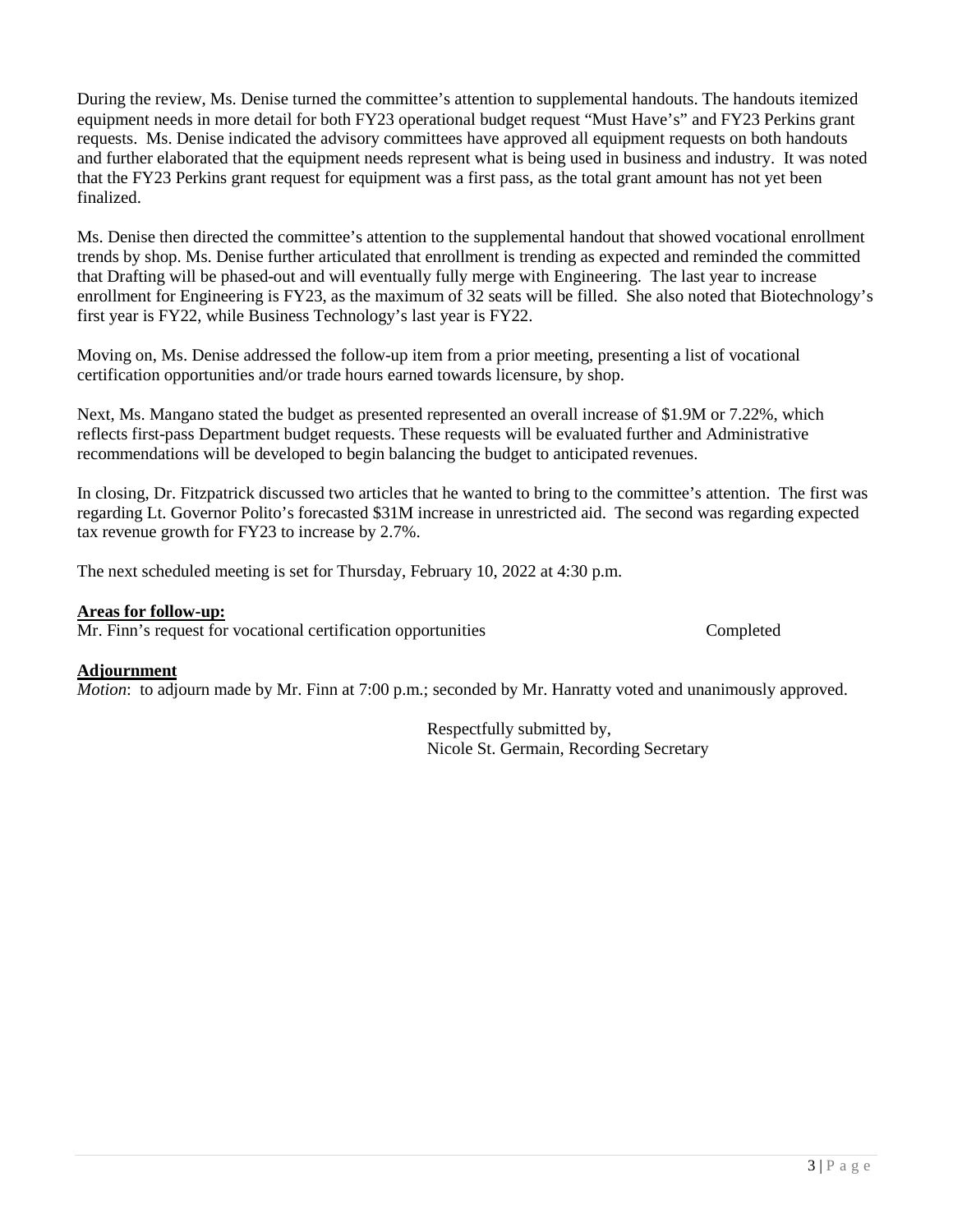During the review, Ms. Denise turned the committee's attention to supplemental handouts. The handouts itemized equipment needs in more detail for both FY23 operational budget request "Must Have's" and FY23 Perkins grant requests. Ms. Denise indicated the advisory committees have approved all equipment requests on both handouts and further elaborated that the equipment needs represent what is being used in business and industry. It was noted that the FY23 Perkins grant request for equipment was a first pass, as the total grant amount has not yet been finalized.

Ms. Denise then directed the committee's attention to the supplemental handout that showed vocational enrollment trends by shop. Ms. Denise further articulated that enrollment is trending as expected and reminded the committed that Drafting will be phased-out and will eventually fully merge with Engineering. The last year to increase enrollment for Engineering is FY23, as the maximum of 32 seats will be filled. She also noted that Biotechnology's first year is FY22, while Business Technology's last year is FY22.

Moving on, Ms. Denise addressed the follow-up item from a prior meeting, presenting a list of vocational certification opportunities and/or trade hours earned towards licensure, by shop.

Next, Ms. Mangano stated the budget as presented represented an overall increase of $1.9M or 7.22%, which reflects first-pass Department budget requests. These requests will be evaluated further and Administrative recommendations will be developed to begin balancing the budget to anticipated revenues.

In closing, Dr. Fitzpatrick discussed two articles that he wanted to bring to the committee's attention. The first was regarding Lt. Governor Polito's forecasted $31M increase in unrestricted aid. The second was regarding expected tax revenue growth for FY23 to increase by 2.7%.

The next scheduled meeting is set for Thursday, February 10, 2022 at 4:30 p.m.

**Areas for follow-up:**

Mr. Finn's request for vocational certification opportunities — Completed

**Adjournment**

*Motion*: to adjourn made by Mr. Finn at 7:00 p.m.; seconded by Mr. Hanratty voted and unanimously approved.

Respectfully submitted by,
Nicole St. Germain, Recording Secretary